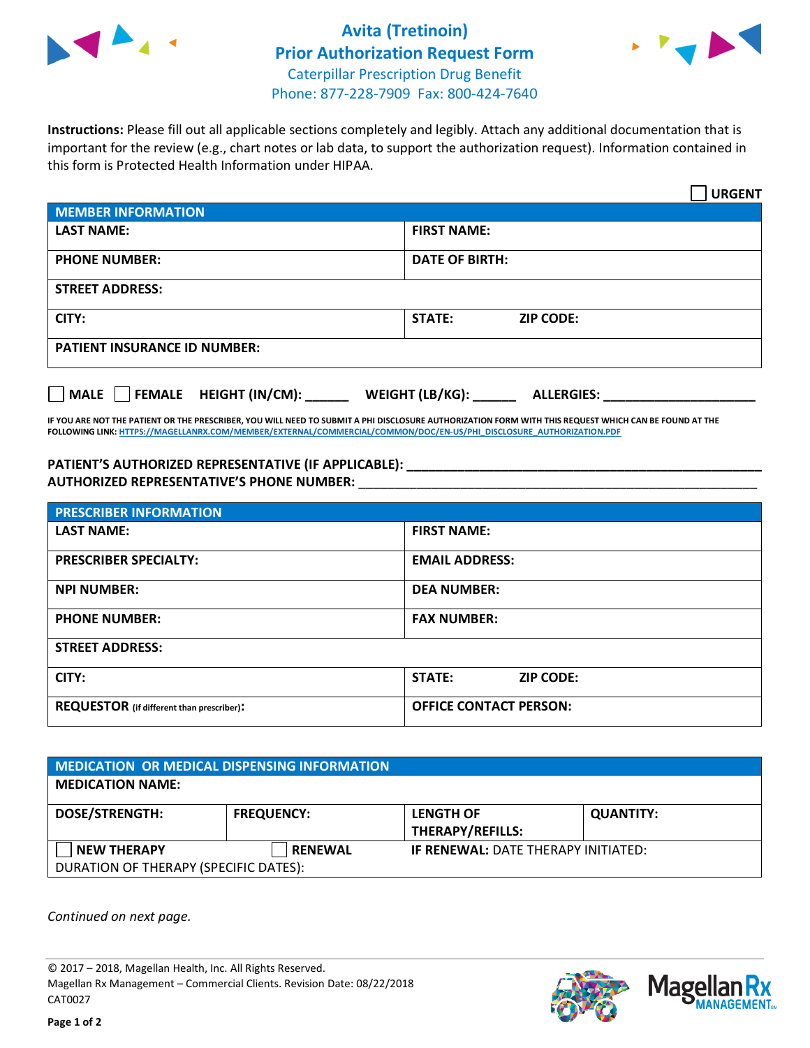# Avita (Tretinoin)
## Prior Authorization Request Form

Caterpillar Prescription Drug Benefit
Phone: 877-228-7909 Fax: 800-424-7640

**Instructions:** Please fill out all applicable sections completely and legibly. Attach any additional documentation that is important for the review (e.g., chart notes or lab data, to support the authorization request). Information contained in this form is Protected Health Information under HIPAA.

☐ **URGENT**

| MEMBER INFORMATION | |
|---|---|
| **LAST NAME:** | **FIRST NAME:** |
| **PHONE NUMBER:** | **DATE OF BIRTH:** |
| **STREET ADDRESS:** | |
| **CITY:** | **STATE:** **ZIP CODE:** |
| **PATIENT INSURANCE ID NUMBER:** | |

☐ **MALE** ☐ **FEMALE** **HEIGHT (IN/CM):** ______ **WEIGHT (LB/KG):** ______ **ALLERGIES:** ____________________

**IF YOU ARE NOT THE PATIENT OR THE PRESCRIBER, YOU WILL NEED TO SUBMIT A PHI DISCLOSURE AUTHORIZATION FORM WITH THIS REQUEST WHICH CAN BE FOUND AT THE FOLLOWING LINK: HTTPS://MAGELLANRX.COM/MEMBER/EXTERNAL/COMMERCIAL/COMMON/DOC/EN-US/PHI_DISCLOSURE_AUTHORIZATION.PDF**

**PATIENT'S AUTHORIZED REPRESENTATIVE (IF APPLICABLE):** ____________________________________________
**AUTHORIZED REPRESENTATIVE'S PHONE NUMBER:** ____________________________________________

| PRESCRIBER INFORMATION | |
|---|---|
| **LAST NAME:** | **FIRST NAME:** |
| **PRESCRIBER SPECIALTY:** | **EMAIL ADDRESS:** |
| **NPI NUMBER:** | **DEA NUMBER:** |
| **PHONE NUMBER:** | **FAX NUMBER:** |
| **STREET ADDRESS:** | |
| **CITY:** | **STATE:** **ZIP CODE:** |
| **REQUESTOR** (if different than prescriber)**:** | **OFFICE CONTACT PERSON:** |

| MEDICATION OR MEDICAL DISPENSING INFORMATION | | | |
|---|---|---|---|
| **MEDICATION NAME:** | | | |
| **DOSE/STRENGTH:** | **FREQUENCY:** | **LENGTH OF THERAPY/REFILLS:** | **QUANTITY:** |
| ☐ **NEW THERAPY** | ☐ **RENEWAL** | **IF RENEWAL:** DATE THERAPY INITIATED: | |
| DURATION OF THERAPY (SPECIFIC DATES): | | | |

*Continued on next page.*

© 2017 – 2018, Magellan Health, Inc. All Rights Reserved.
Magellan Rx Management – Commercial Clients. Revision Date: 08/22/2018
CAT0027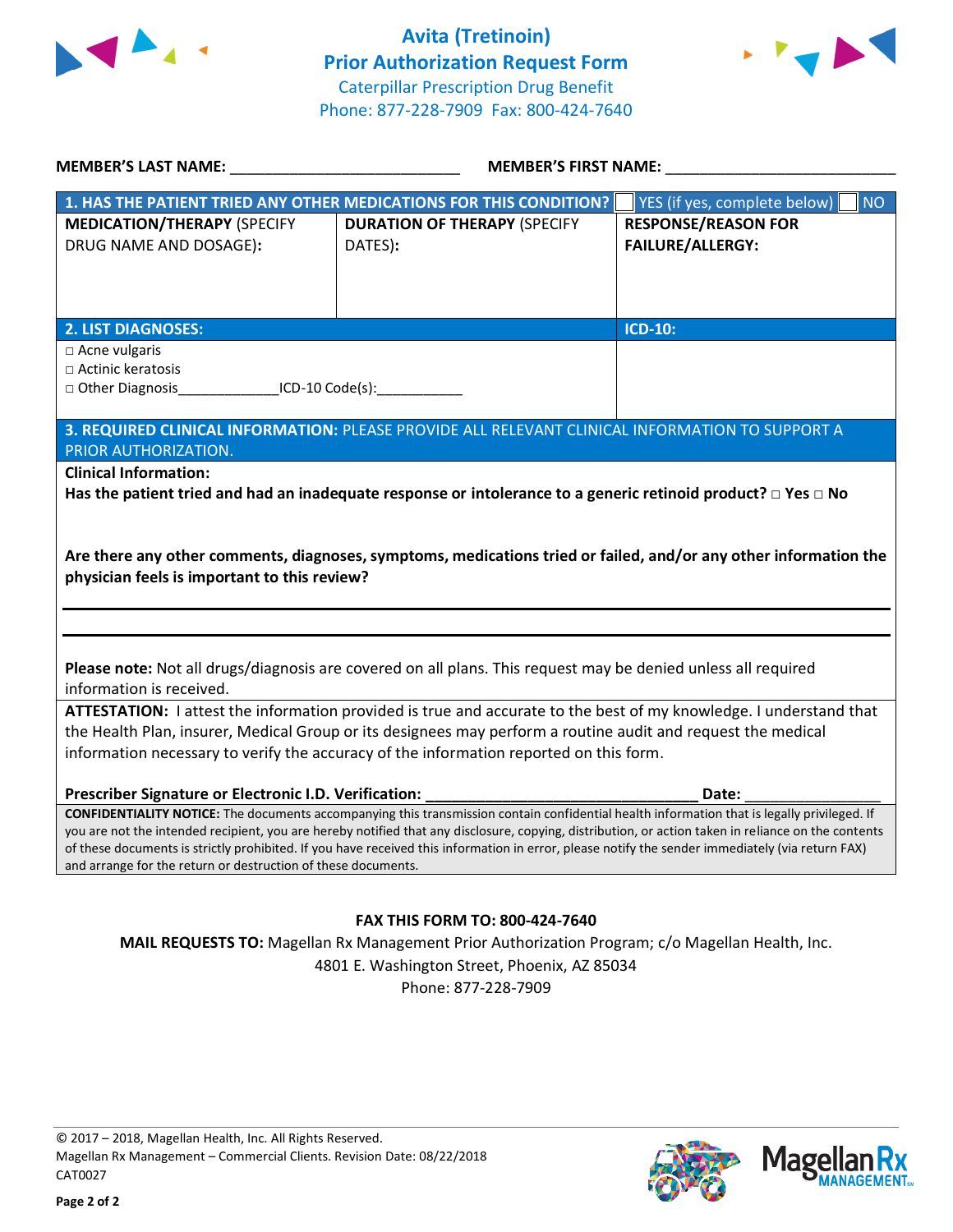# Avita (Tretinoin)
## Prior Authorization Request Form

Caterpillar Prescription Drug Benefit
Phone: 877-228-7909 Fax: 800-424-7640

**MEMBER'S LAST NAME:** ___________________________ **MEMBER'S FIRST NAME:** ___________________________

| **1. HAS THE PATIENT TRIED ANY OTHER MEDICATIONS FOR THIS CONDITION?** | | ☐ YES (if yes, complete below) ☐ NO |
|---|---|---|
| **MEDICATION/THERAPY** (SPECIFY DRUG NAME AND DOSAGE): | **DURATION OF THERAPY** (SPECIFY DATES): | **RESPONSE/REASON FOR FAILURE/ALLERGY:** |
| | | |

| **2. LIST DIAGNOSES:** | **ICD-10:** |
|---|---|
| □ Acne vulgaris<br>□ Actinic keratosis<br>□ Other Diagnosis_____________ICD-10 Code(s):___________ | |

**3. REQUIRED CLINICAL INFORMATION:** PLEASE PROVIDE ALL RELEVANT CLINICAL INFORMATION TO SUPPORT A PRIOR AUTHORIZATION.

**Clinical Information:**

**Has the patient tried and had an inadequate response or intolerance to a generic retinoid product?** □ **Yes** □ **No**

**Are there any other comments, diagnoses, symptoms, medications tried or failed, and/or any other information the physician feels is important to this review?**

______________________________________________________________________

______________________________________________________________________

**Please note:** Not all drugs/diagnosis are covered on all plans. This request may be denied unless all required information is received.

**ATTESTATION:** I attest the information provided is true and accurate to the best of my knowledge. I understand that the Health Plan, insurer, Medical Group or its designees may perform a routine audit and request the medical information necessary to verify the accuracy of the information reported on this form.

**Prescriber Signature or Electronic I.D. Verification:** _________________________________ **Date:** ________________

**CONFIDENTIALITY NOTICE:** The documents accompanying this transmission contain confidential health information that is legally privileged. If you are not the intended recipient, you are hereby notified that any disclosure, copying, distribution, or action taken in reliance on the contents of these documents is strictly prohibited. If you have received this information in error, please notify the sender immediately (via return FAX) and arrange for the return or destruction of these documents.

**FAX THIS FORM TO: 800-424-7640**

**MAIL REQUESTS TO:** Magellan Rx Management Prior Authorization Program; c/o Magellan Health, Inc.
4801 E. Washington Street, Phoenix, AZ 85034
Phone: 877-228-7909

© 2017 – 2018, Magellan Health, Inc. All Rights Reserved.
Magellan Rx Management – Commercial Clients. Revision Date: 08/22/2018
CAT0027